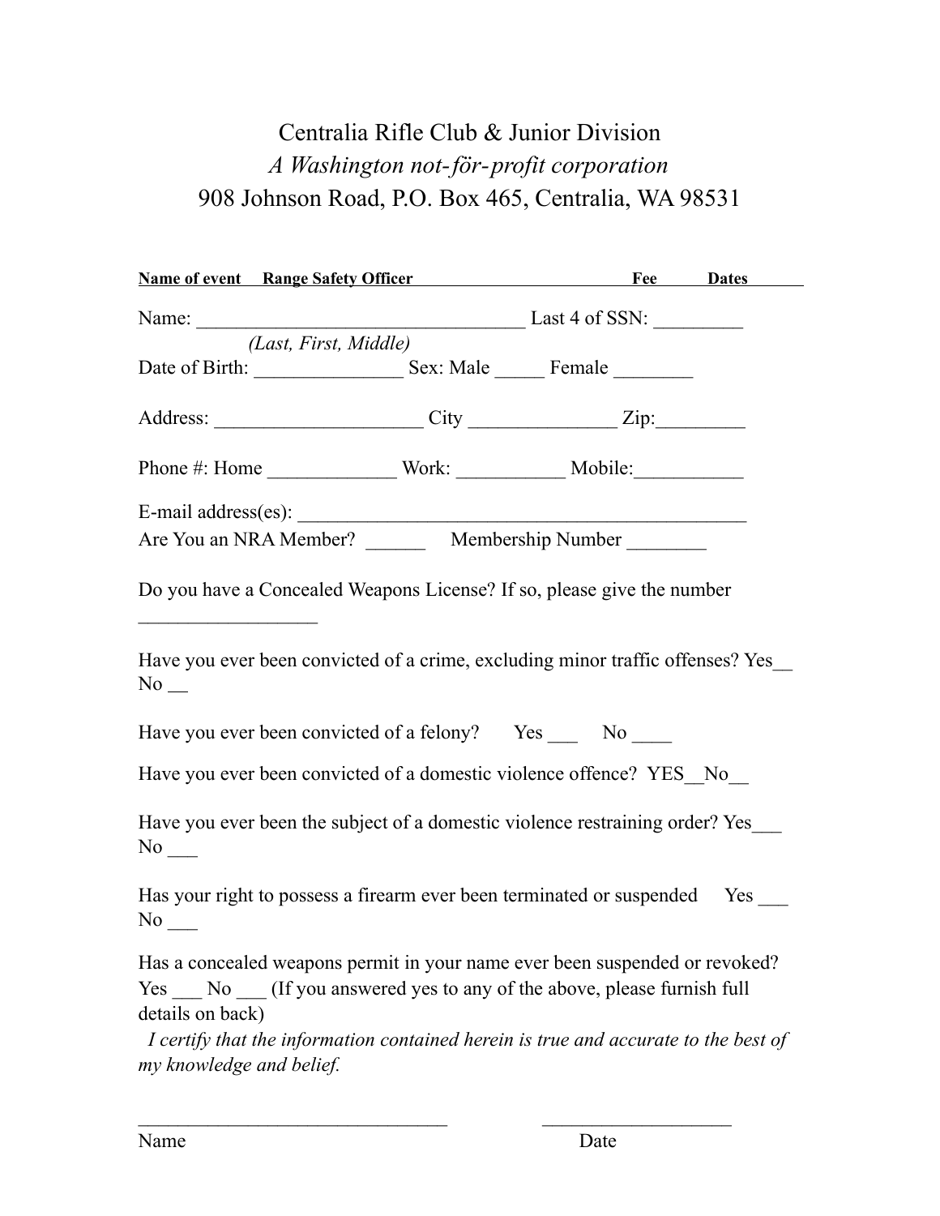Centralia Rifle Club & Junior Division

*A Washington not-för-profit corporation*

908 Johnson Road, P.O. Box 465, Centralia, WA 98531

**Name of event Range Safety Officer Fee Dates**

Name: __________________________________ Last 4 of SSN: _________
*(Last, First, Middle)*

Date of Birth: _______________ Sex: Male _____ Female ________

Address: _____________________ City _______________ Zip:_________

Phone #: Home _____________ Work: ___________ Mobile:___________

E-mail address(es): _______________________________________________

Are You an NRA Member? ______ Membership Number ________

Do you have a Concealed Weapons License? If so, please give the number __________________

Have you ever been convicted of a crime, excluding minor traffic offenses? Yes__ No __

Have you ever been convicted of a felony? Yes ___ No ____

Have you ever been convicted of a domestic violence offence? YES__No__

Have you ever been the subject of a domestic violence restraining order? Yes___ No ___

Has your right to possess a firearm ever been terminated or suspended Yes ___ No ___

Has a concealed weapons permit in your name ever been suspended or revoked? Yes ___ No ___ (If you answered yes to any of the above, please furnish full details on back)

*I certify that the information contained herein is true and accurate to the best of my knowledge and belief.*

________________________________ ____________________

Name Date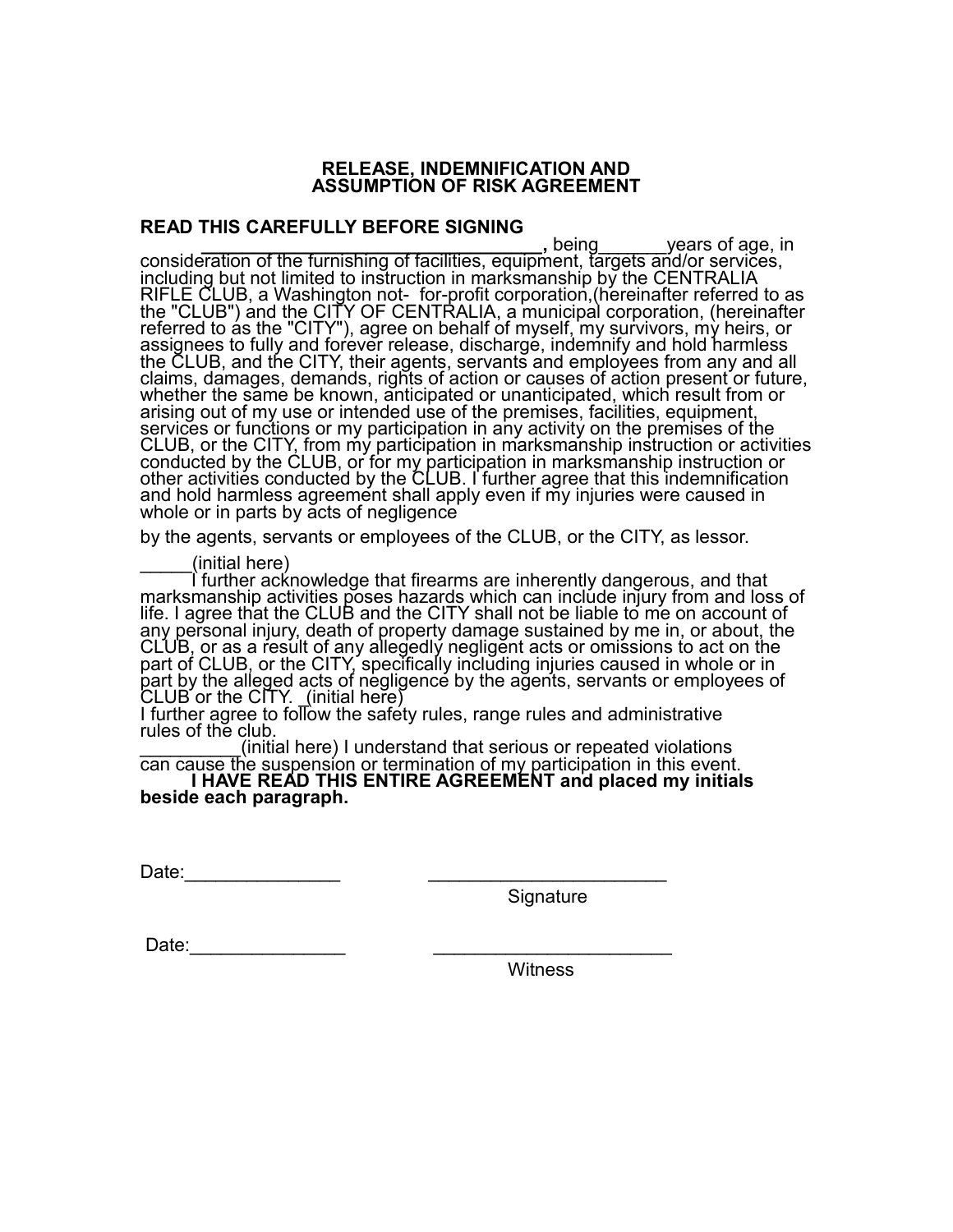**RELEASE, INDEMNIFICATION AND ASSUMPTION OF RISK AGREEMENT**

**READ THIS CAREFULLY BEFORE SIGNING**

**________________________________,** being_______years of age, in consideration of the furnishing of facilities, equipment, targets and/or services, including but not limited to instruction in marksmanship by the CENTRALIA RIFLE CLUB, a Washington not- for-profit corporation,(hereinafter referred to as the "CLUB") and the CITY OF CENTRALIA, a municipal corporation, (hereinafter referred to as the "CITY"), agree on behalf of myself, my survivors, my heirs, or assignees to fully and forever release, discharge, indemnify and hold harmless the CLUB, and the CITY, their agents, servants and employees from any and all claims, damages, demands, rights of action or causes of action present or future, whether the same be known, anticipated or unanticipated, which result from or arising out of my use or intended use of the premises, facilities, equipment, services or functions or my participation in any activity on the premises of the CLUB, or the CITY, from my participation in marksmanship instruction or activities conducted by the CLUB, or for my participation in marksmanship instruction or other activities conducted by the CLUB. I further agree that this indemnification and hold harmless agreement shall apply even if my injuries were caused in whole or in parts by acts of negligence

by the agents, servants or employees of the CLUB, or the CITY, as lessor.

_____(initial here)

I further acknowledge that firearms are inherently dangerous, and that marksmanship activities poses hazards which can include injury from and loss of life. I agree that the CLUB and the CITY shall not be liable to me on account of any personal injury, death of property damage sustained by me in, or about, the CLUB, or as a result of any allegedly negligent acts or omissions to act on the part of CLUB, or the CITY, specifically including injuries caused in whole or in part by the alleged acts of negligence by the agents, servants or employees of CLUB or the CITY. _(initial here)

I further agree to follow the safety rules, range rules and administrative rules of the club.

_________(initial here) I understand that serious or repeated violations can cause the suspension or termination of my participation in this event.

**I HAVE READ THIS ENTIRE AGREEMENT and placed my initials beside each paragraph.**

Date:_______________ _______________________

Signature

Date:_______________ _______________________

Witness